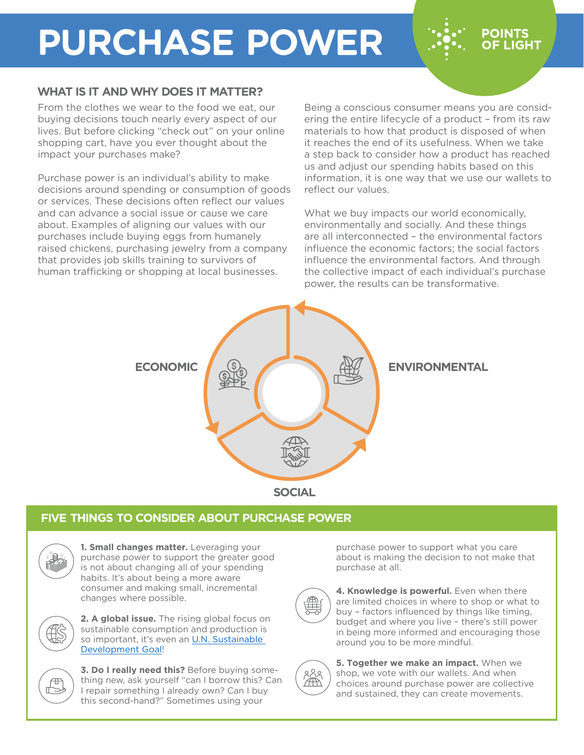# PURCHASE POWER

POINTS OF LIGHT

## WHAT IS IT AND WHY DOES IT MATTER?

From the clothes we wear to the food we eat, our buying decisions touch nearly every aspect of our lives. But before clicking "check out" on your online shopping cart, have you ever thought about the impact your purchases make?

Purchase power is an individual's ability to make decisions around spending or consumption of goods or services. These decisions often reflect our values and can advance a social issue or cause we care about. Examples of aligning our values with our purchases include buying eggs from humanely raised chickens, purchasing jewelry from a company that provides job skills training to survivors of human trafficking or shopping at local businesses.

Being a conscious consumer means you are considering the entire lifecycle of a product – from its raw materials to how that product is disposed of when it reaches the end of its usefulness. When we take a step back to consider how a product has reached us and adjust our spending habits based on this information, it is one way that we use our wallets to reflect our values.

What we buy impacts our world economically, environmentally and socially. And these things are all interconnected – the environmental factors influence the economic factors; the social factors influence the environmental factors. And through the collective impact of each individual's purchase power, the results can be transformative.

ECONOMIC

ENVIRONMENTAL

SOCIAL

## FIVE THINGS TO CONSIDER ABOUT PURCHASE POWER

**1. Small changes matter.** Leveraging your purchase power to support the greater good is not about changing all of your spending habits. It's about being a more aware consumer and making small, incremental changes where possible.

**2. A global issue.** The rising global focus on sustainable consumption and production is so important, it's even an U.N. Sustainable Development Goal!

**3. Do I really need this?** Before buying something new, ask yourself "can I borrow this? Can I repair something I already own? Can I buy this second-hand?" Sometimes using your purchase power to support what you care about is making the decision to not make that purchase at all.

**4. Knowledge is powerful.** Even when there are limited choices in where to shop or what to buy – factors influenced by things like timing, budget and where you live – there's still power in being more informed and encouraging those around you to be more mindful.

**5. Together we make an impact.** When we shop, we vote with our wallets. And when choices around purchase power are collective and sustained, they can create movements.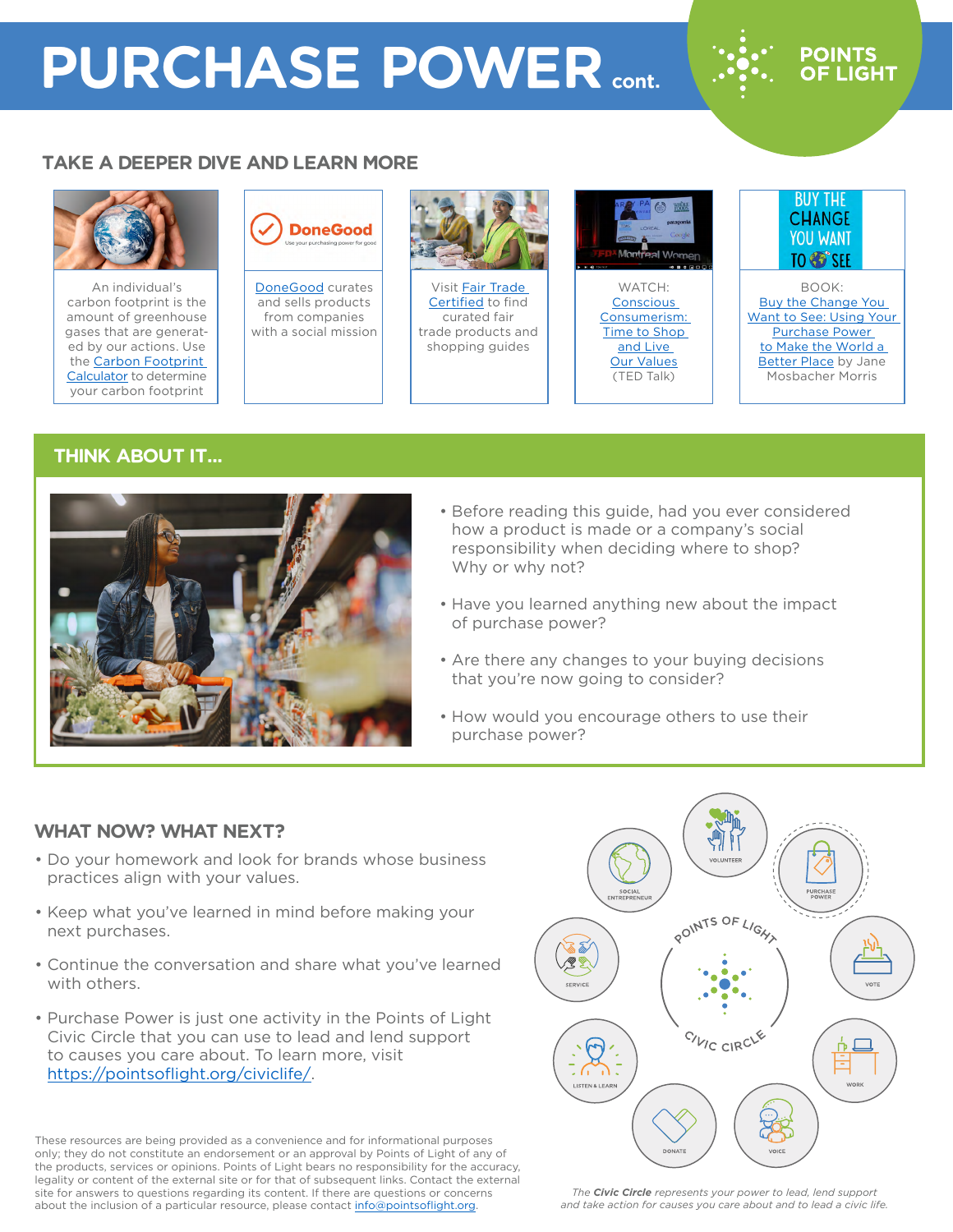# PURCHASE POWER cont.

POINTS OF LIGHT

## TAKE A DEEPER DIVE AND LEARN MORE

An individual's carbon footprint is the amount of greenhouse gases that are generated by our actions. Use the Carbon Footprint Calculator to determine your carbon footprint

DoneGood curates and sells products from companies with a social mission

Visit Fair Trade Certified to find curated fair trade products and shopping guides

WATCH: Conscious Consumerism: Time to Shop and Live Our Values (TED Talk)

BOOK: Buy the Change You Want to See: Using Your Purchase Power to Make the World a Better Place by Jane Mosbacher Morris

## THINK ABOUT IT...

- Before reading this guide, had you ever considered how a product is made or a company's social responsibility when deciding where to shop? Why or why not?
- Have you learned anything new about the impact of purchase power?
- Are there any changes to your buying decisions that you're now going to consider?
- How would you encourage others to use their purchase power?

## WHAT NOW? WHAT NEXT?

- Do your homework and look for brands whose business practices align with your values.
- Keep what you've learned in mind before making your next purchases.
- Continue the conversation and share what you've learned with others.
- Purchase Power is just one activity in the Points of Light Civic Circle that you can use to lead and lend support to causes you care about. To learn more, visit https://pointsoflight.org/civiclife/.

POINTS OF LIGHT CIVIC CIRCLE

VOLUNTEER
PURCHASE POWER
VOTE
WORK
VOICE
DONATE
LISTEN & LEARN
SERVICE
SOCIAL ENTREPRENEUR

*The **Civic Circle** represents your power to lead, lend support and take action for causes you care about and to lead a civic life.*

These resources are being provided as a convenience and for informational purposes only; they do not constitute an endorsement or an approval by Points of Light of any of the products, services or opinions. Points of Light bears no responsibility for the accuracy, legality or content of the external site or for that of subsequent links. Contact the external site for answers to questions regarding its content. If there are questions or concerns about the inclusion of a particular resource, please contact info@pointsoflight.org.